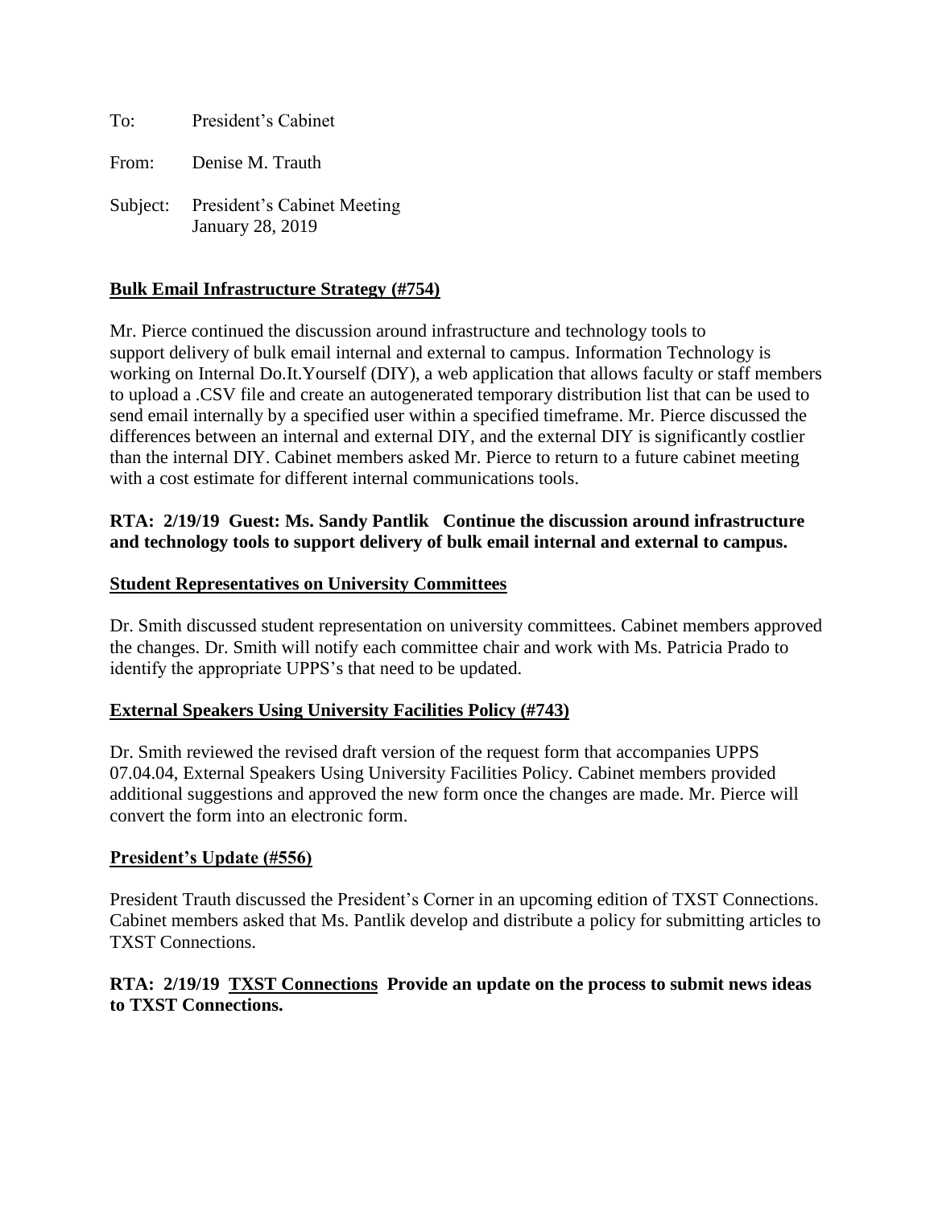To: President's Cabinet

From: Denise M. Trauth

Subject: President's Cabinet Meeting
January 28, 2019

**<u>Bulk Email Infrastructure Strategy (#754)</u>**

Mr. Pierce continued the discussion around infrastructure and technology tools to support delivery of bulk email internal and external to campus. Information Technology is working on Internal Do.It.Yourself (DIY), a web application that allows faculty or staff members to upload a .CSV file and create an autogenerated temporary distribution list that can be used to send email internally by a specified user within a specified timeframe. Mr. Pierce discussed the differences between an internal and external DIY, and the external DIY is significantly costlier than the internal DIY. Cabinet members asked Mr. Pierce to return to a future cabinet meeting with a cost estimate for different internal communications tools.

**RTA: 2/19/19 Guest: Ms. Sandy Pantlik Continue the discussion around infrastructure and technology tools to support delivery of bulk email internal and external to campus.**

**<u>Student Representatives on University Committees</u>**

Dr. Smith discussed student representation on university committees. Cabinet members approved the changes. Dr. Smith will notify each committee chair and work with Ms. Patricia Prado to identify the appropriate UPPS's that need to be updated.

**<u>External Speakers Using University Facilities Policy (#743)</u>**

Dr. Smith reviewed the revised draft version of the request form that accompanies UPPS 07.04.04, External Speakers Using University Facilities Policy. Cabinet members provided additional suggestions and approved the new form once the changes are made. Mr. Pierce will convert the form into an electronic form.

**<u>President's Update (#556)</u>**

President Trauth discussed the President's Corner in an upcoming edition of TXST Connections. Cabinet members asked that Ms. Pantlik develop and distribute a policy for submitting articles to TXST Connections.

**RTA: 2/19/19 <u>TXST Connections</u> Provide an update on the process to submit news ideas to TXST Connections.**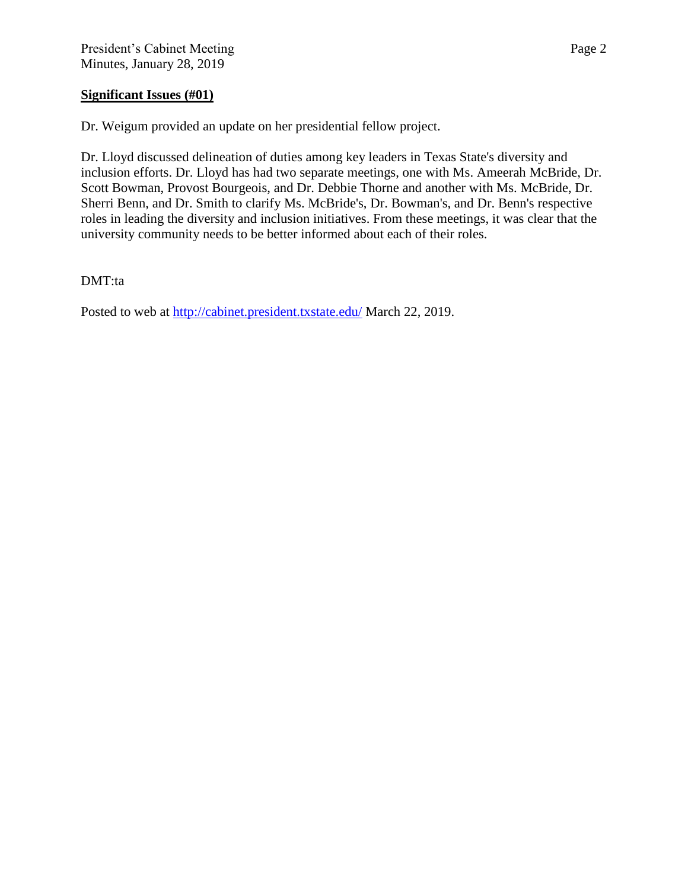**Significant Issues (#01)**

Dr. Weigum provided an update on her presidential fellow project.

Dr. Lloyd discussed delineation of duties among key leaders in Texas State's diversity and inclusion efforts. Dr. Lloyd has had two separate meetings, one with Ms. Ameerah McBride, Dr. Scott Bowman, Provost Bourgeois, and Dr. Debbie Thorne and another with Ms. McBride, Dr. Sherri Benn, and Dr. Smith to clarify Ms. McBride's, Dr. Bowman's, and Dr. Benn's respective roles in leading the diversity and inclusion initiatives. From these meetings, it was clear that the university community needs to be better informed about each of their roles.

DMT:ta

Posted to web at http://cabinet.president.txstate.edu/ March 22, 2019.